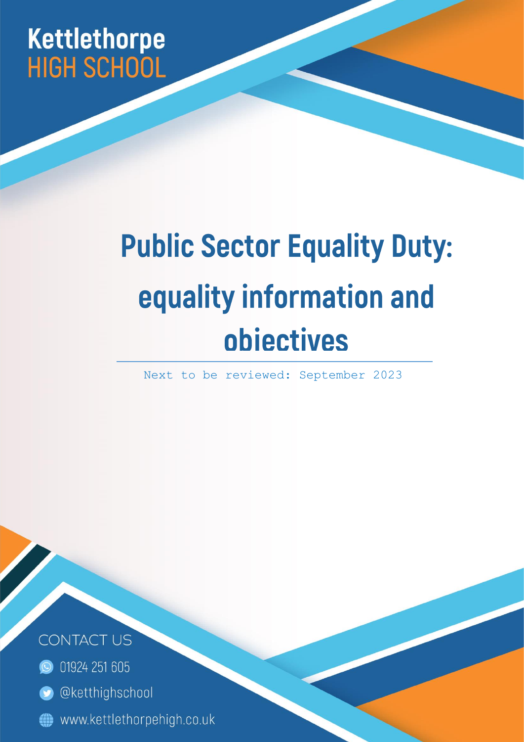Kettlethorpe
HIGH SCHOOL

# Public Sector Equality Duty: equality information and objectives

Next to be reviewed: September 2023

CONTACT US

01924 251 605

@ketthighschool

www.kettlethorpehigh.co.uk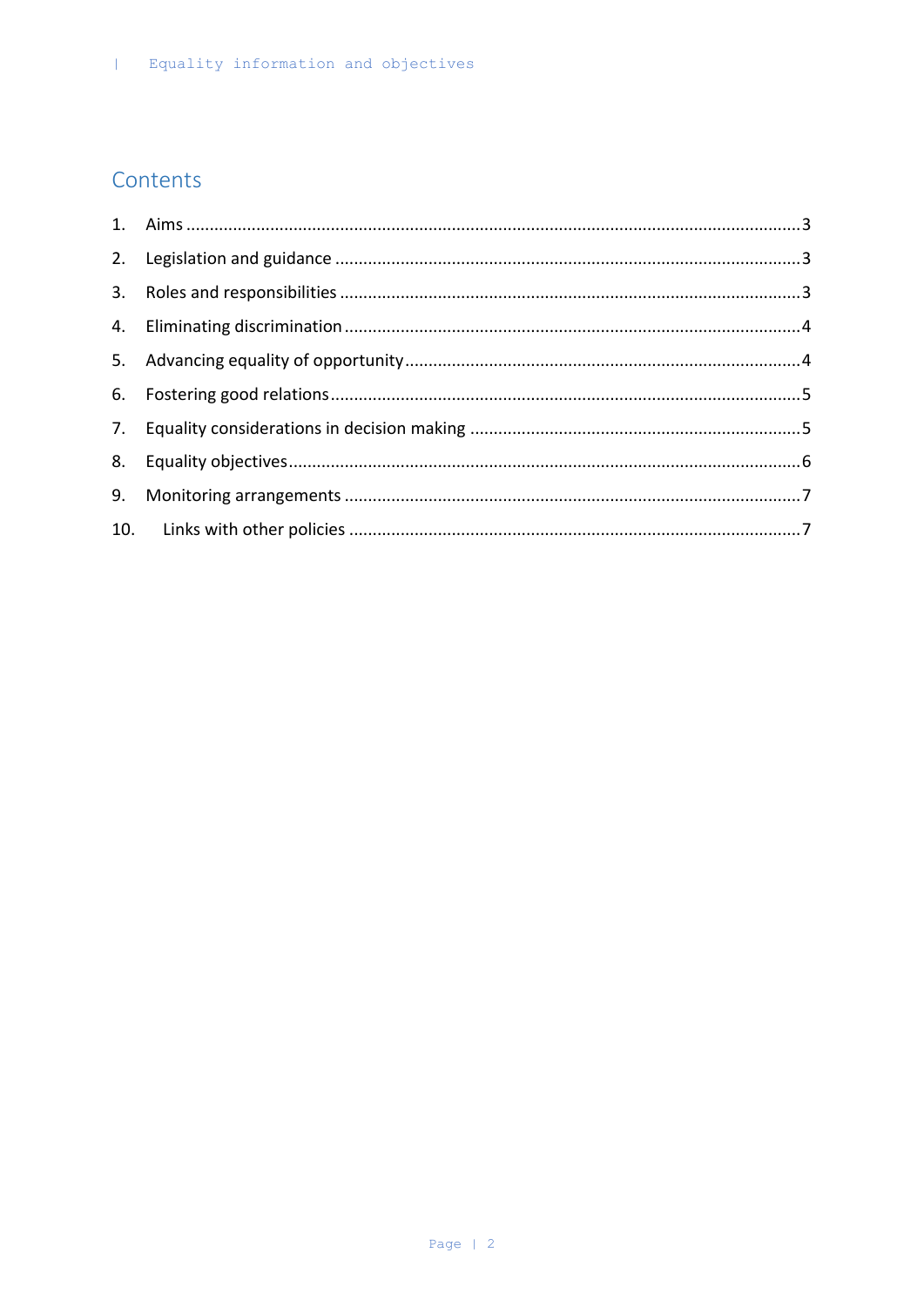## Contents

1. Aims ........................................................................................................................ 3
2. Legislation and guidance ......................................................................................... 3
3. Roles and responsibilities ........................................................................................ 3
4. Eliminating discrimination ....................................................................................... 4
5. Advancing equality of opportunity ........................................................................... 4
6. Fostering good relations .......................................................................................... 5
7. Equality considerations in decision making ............................................................. 5
8. Equality objectives .................................................................................................. 6
9. Monitoring arrangements ........................................................................................ 7
10. Links with other policies ........................................................................................ 7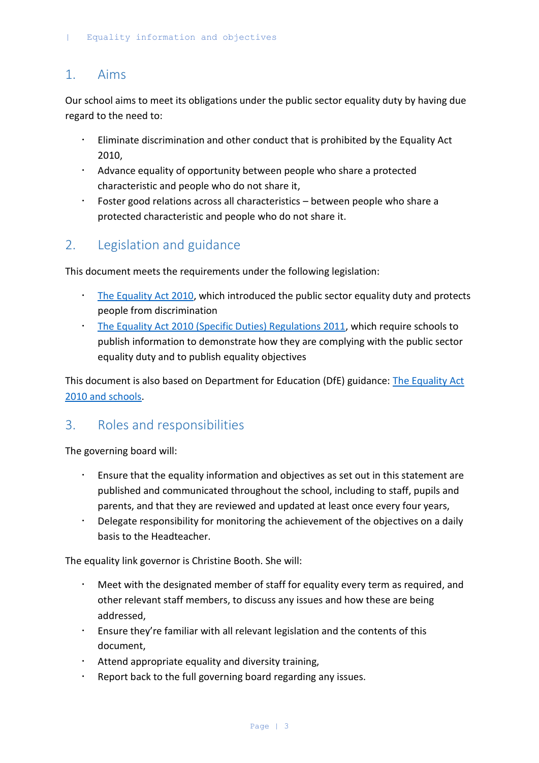## 1. Aims

Our school aims to meet its obligations under the public sector equality duty by having due regard to the need to:

- Eliminate discrimination and other conduct that is prohibited by the Equality Act 2010,
- Advance equality of opportunity between people who share a protected characteristic and people who do not share it,
- Foster good relations across all characteristics – between people who share a protected characteristic and people who do not share it.

## 2. Legislation and guidance

This document meets the requirements under the following legislation:

- [The Equality Act 2010](), which introduced the public sector equality duty and protects people from discrimination
- [The Equality Act 2010 (Specific Duties) Regulations 2011](), which require schools to publish information to demonstrate how they are complying with the public sector equality duty and to publish equality objectives

This document is also based on Department for Education (DfE) guidance: [The Equality Act 2010 and schools]().

## 3. Roles and responsibilities

The governing board will:

- Ensure that the equality information and objectives as set out in this statement are published and communicated throughout the school, including to staff, pupils and parents, and that they are reviewed and updated at least once every four years,
- Delegate responsibility for monitoring the achievement of the objectives on a daily basis to the Headteacher.

The equality link governor is Christine Booth. She will:

- Meet with the designated member of staff for equality every term as required, and other relevant staff members, to discuss any issues and how these are being addressed,
- Ensure they're familiar with all relevant legislation and the contents of this document,
- Attend appropriate equality and diversity training,
- Report back to the full governing board regarding any issues.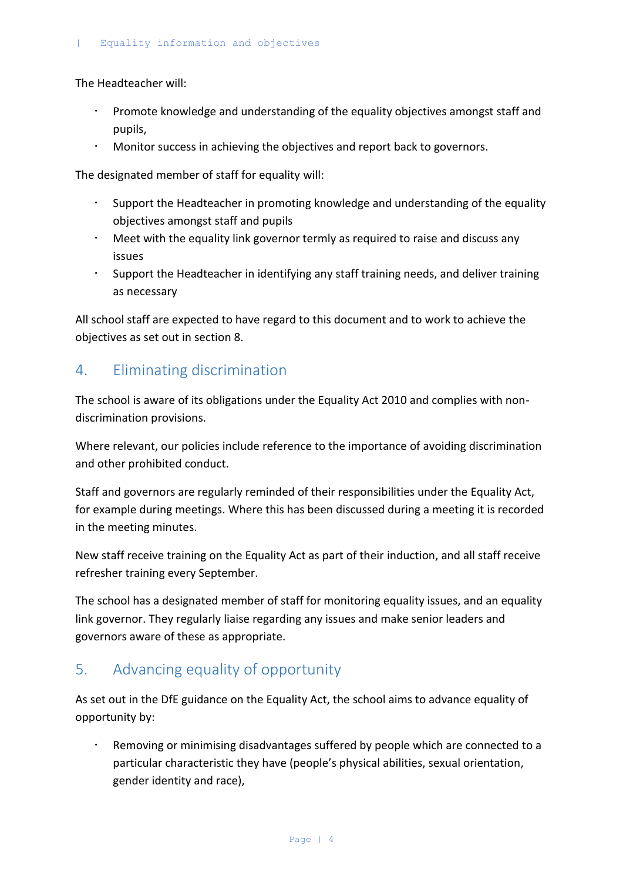The Headteacher will:

- Promote knowledge and understanding of the equality objectives amongst staff and pupils,
- Monitor success in achieving the objectives and report back to governors.

The designated member of staff for equality will:

- Support the Headteacher in promoting knowledge and understanding of the equality objectives amongst staff and pupils
- Meet with the equality link governor termly as required to raise and discuss any issues
- Support the Headteacher in identifying any staff training needs, and deliver training as necessary

All school staff are expected to have regard to this document and to work to achieve the objectives as set out in section 8.

## 4. Eliminating discrimination

The school is aware of its obligations under the Equality Act 2010 and complies with non-discrimination provisions.

Where relevant, our policies include reference to the importance of avoiding discrimination and other prohibited conduct.

Staff and governors are regularly reminded of their responsibilities under the Equality Act, for example during meetings. Where this has been discussed during a meeting it is recorded in the meeting minutes.

New staff receive training on the Equality Act as part of their induction, and all staff receive refresher training every September.

The school has a designated member of staff for monitoring equality issues, and an equality link governor. They regularly liaise regarding any issues and make senior leaders and governors aware of these as appropriate.

## 5. Advancing equality of opportunity

As set out in the DfE guidance on the Equality Act, the school aims to advance equality of opportunity by:

- Removing or minimising disadvantages suffered by people which are connected to a particular characteristic they have (people's physical abilities, sexual orientation, gender identity and race),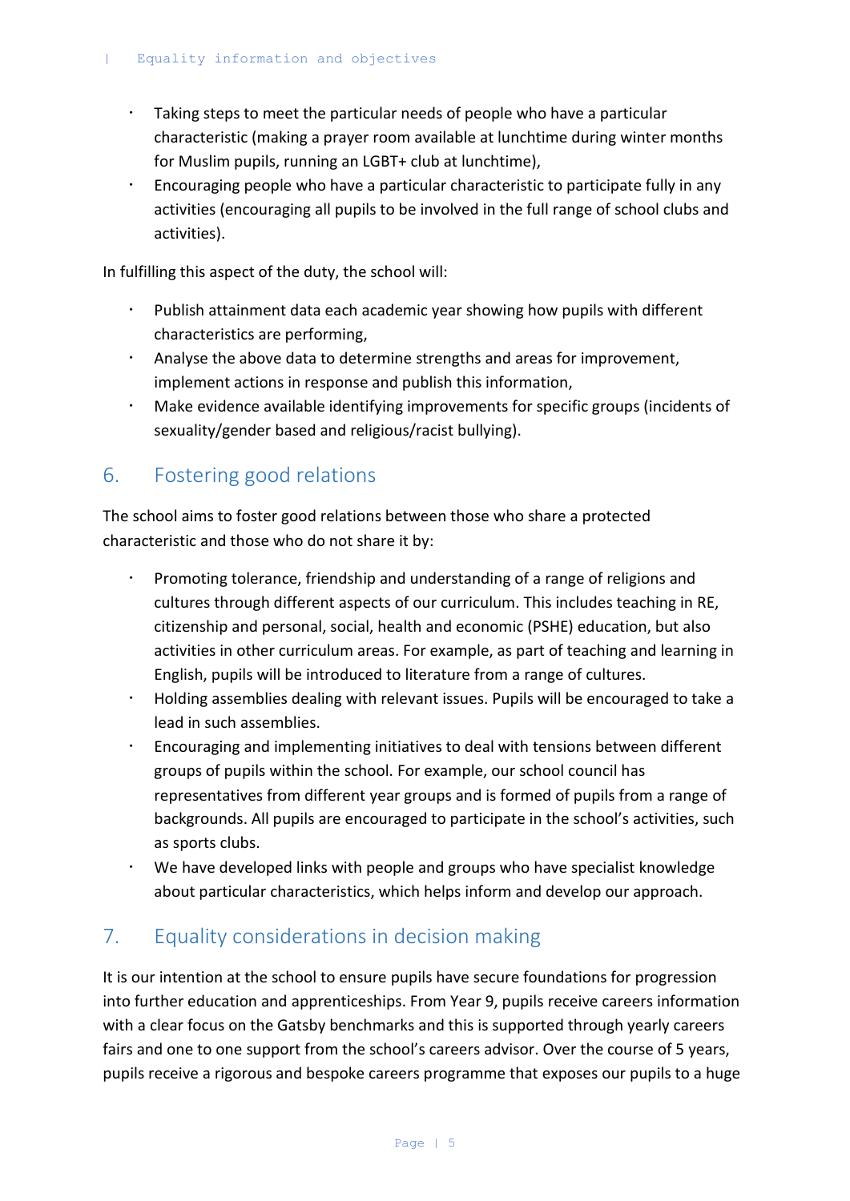- Taking steps to meet the particular needs of people who have a particular characteristic (making a prayer room available at lunchtime during winter months for Muslim pupils, running an LGBT+ club at lunchtime),
- Encouraging people who have a particular characteristic to participate fully in any activities (encouraging all pupils to be involved in the full range of school clubs and activities).

In fulfilling this aspect of the duty, the school will:

- Publish attainment data each academic year showing how pupils with different characteristics are performing,
- Analyse the above data to determine strengths and areas for improvement, implement actions in response and publish this information,
- Make evidence available identifying improvements for specific groups (incidents of sexuality/gender based and religious/racist bullying).

## 6. Fostering good relations

The school aims to foster good relations between those who share a protected characteristic and those who do not share it by:

- Promoting tolerance, friendship and understanding of a range of religions and cultures through different aspects of our curriculum. This includes teaching in RE, citizenship and personal, social, health and economic (PSHE) education, but also activities in other curriculum areas. For example, as part of teaching and learning in English, pupils will be introduced to literature from a range of cultures.
- Holding assemblies dealing with relevant issues. Pupils will be encouraged to take a lead in such assemblies.
- Encouraging and implementing initiatives to deal with tensions between different groups of pupils within the school. For example, our school council has representatives from different year groups and is formed of pupils from a range of backgrounds. All pupils are encouraged to participate in the school's activities, such as sports clubs.
- We have developed links with people and groups who have specialist knowledge about particular characteristics, which helps inform and develop our approach.

## 7. Equality considerations in decision making

It is our intention at the school to ensure pupils have secure foundations for progression into further education and apprenticeships. From Year 9, pupils receive careers information with a clear focus on the Gatsby benchmarks and this is supported through yearly careers fairs and one to one support from the school's careers advisor. Over the course of 5 years, pupils receive a rigorous and bespoke careers programme that exposes our pupils to a huge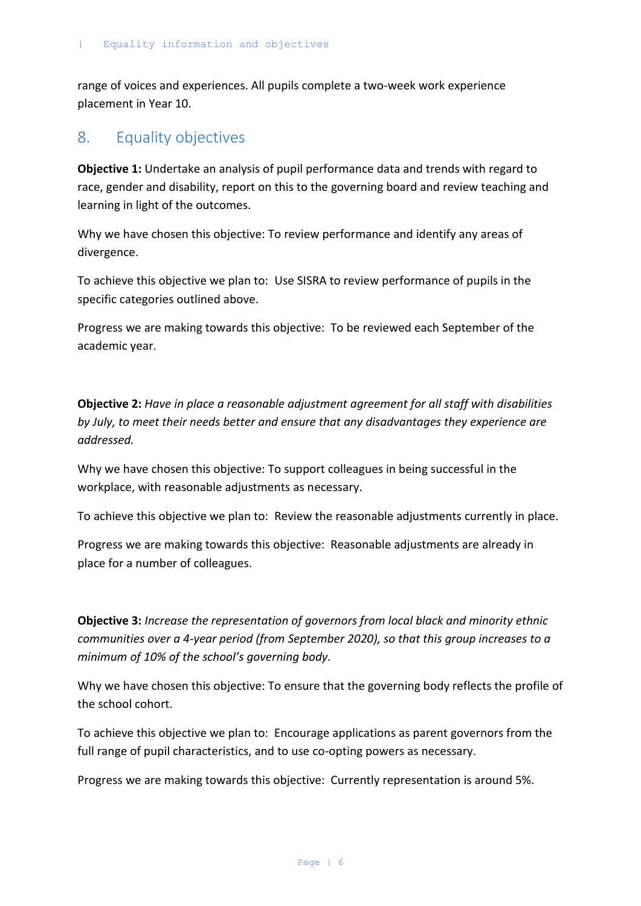range of voices and experiences. All pupils complete a two-week work experience placement in Year 10.

## 8. Equality objectives

**Objective 1:** Undertake an analysis of pupil performance data and trends with regard to race, gender and disability, report on this to the governing board and review teaching and learning in light of the outcomes.

Why we have chosen this objective: To review performance and identify any areas of divergence.

To achieve this objective we plan to: Use SISRA to review performance of pupils in the specific categories outlined above.

Progress we are making towards this objective: To be reviewed each September of the academic year.

**Objective 2:** *Have in place a reasonable adjustment agreement for all staff with disabilities by July, to meet their needs better and ensure that any disadvantages they experience are addressed.*

Why we have chosen this objective: To support colleagues in being successful in the workplace, with reasonable adjustments as necessary.

To achieve this objective we plan to: Review the reasonable adjustments currently in place.

Progress we are making towards this objective: Reasonable adjustments are already in place for a number of colleagues.

**Objective 3:** *Increase the representation of governors from local black and minority ethnic communities over a 4-year period (from September 2020), so that this group increases to a minimum of 10% of the school's governing body.*

Why we have chosen this objective: To ensure that the governing body reflects the profile of the school cohort.

To achieve this objective we plan to: Encourage applications as parent governors from the full range of pupil characteristics, and to use co-opting powers as necessary.

Progress we are making towards this objective: Currently representation is around 5%.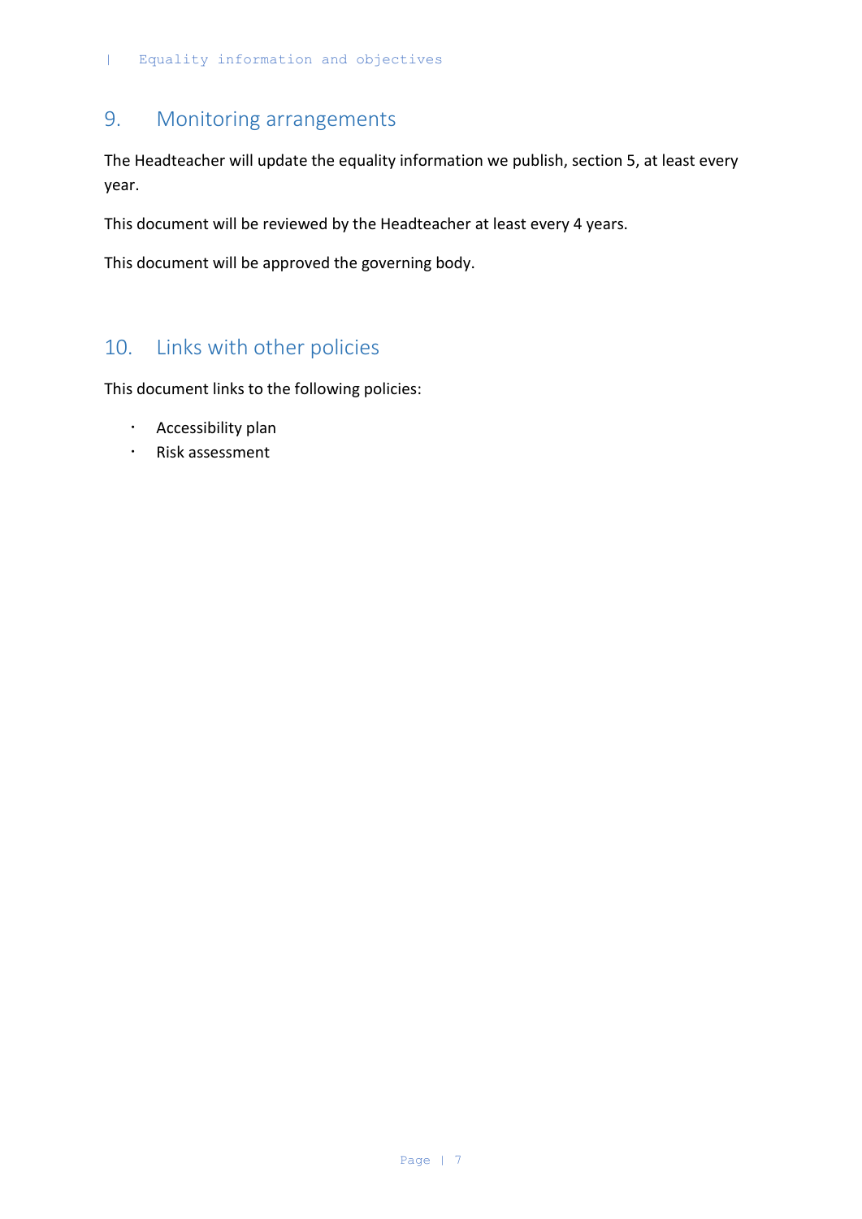## 9. Monitoring arrangements

The Headteacher will update the equality information we publish, section 5, at least every year.

This document will be reviewed by the Headteacher at least every 4 years.

This document will be approved the governing body.

## 10. Links with other policies

This document links to the following policies:

- Accessibility plan
- Risk assessment